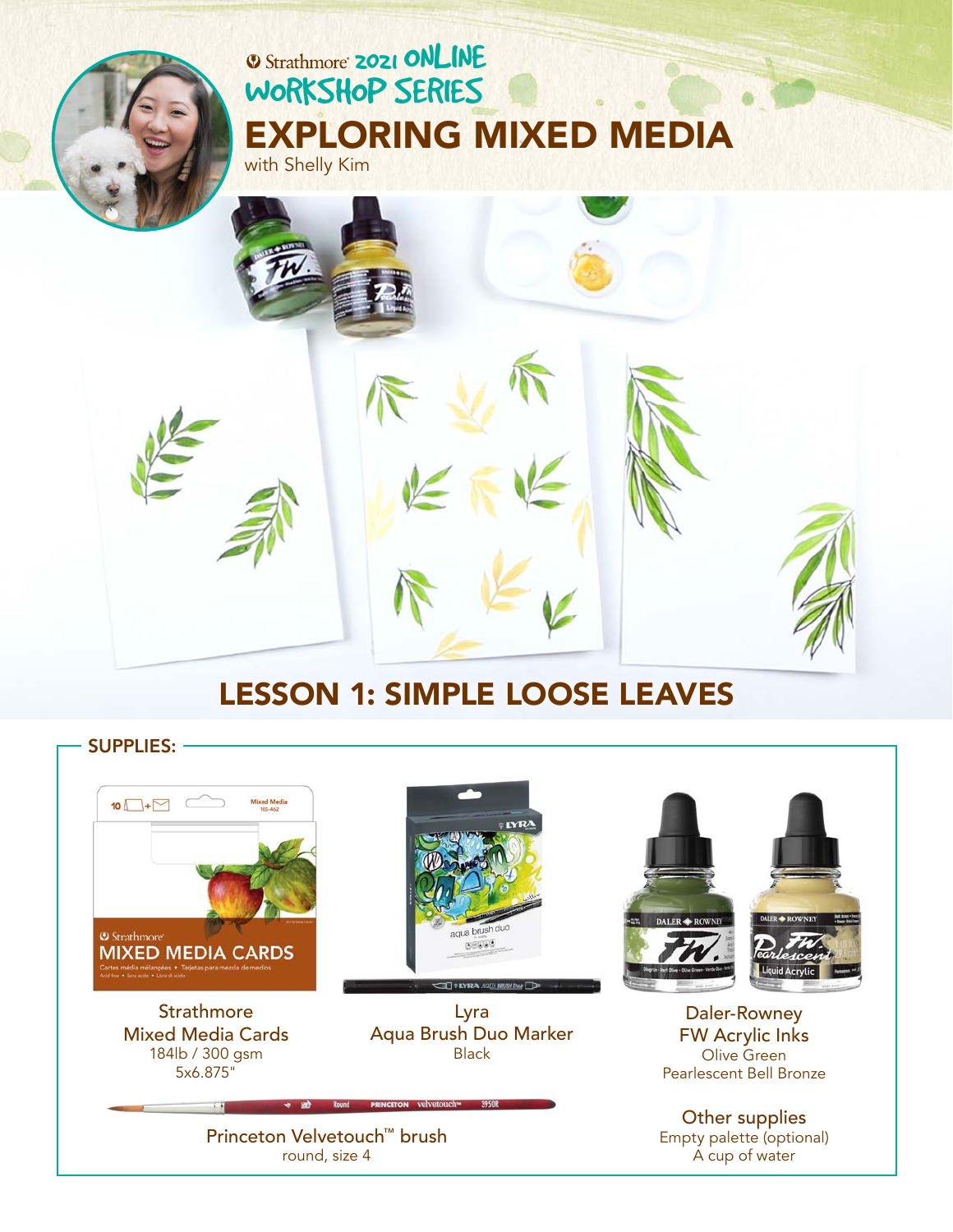Strathmore 2021 ONLINE WORKSHOP SERIES

# EXPLORING MIXED MEDIA

with Shelly Kim

## LESSON 1: SIMPLE LOOSE LEAVES

### SUPPLIES:

Strathmore
Mixed Media Cards
184lb / 300 gsm
5x6.875"

Lyra
Aqua Brush Duo Marker
Black

Daler-Rowney
FW Acrylic Inks
Olive Green
Pearlescent Bell Bronze

Princeton Velvetouch™ brush
round, size 4

Other supplies
Empty palette (optional)
A cup of water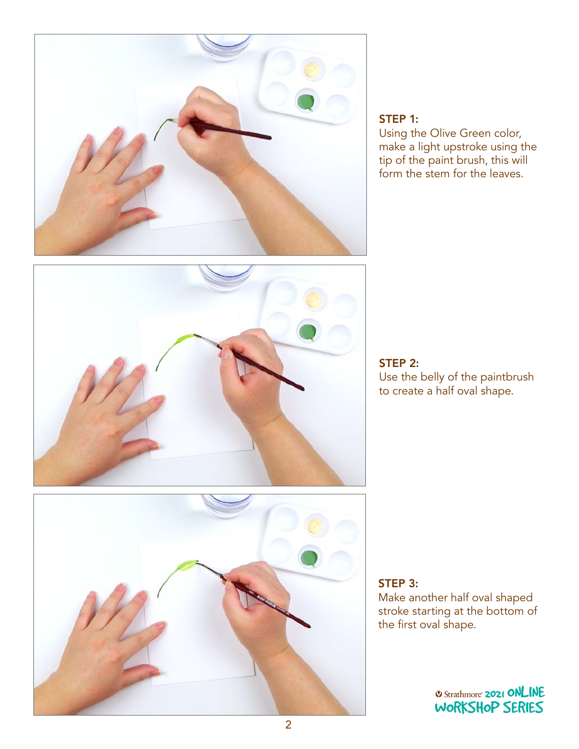**STEP 1:**
Using the Olive Green color, make a light upstroke using the tip of the paint brush, this will form the stem for the leaves.

**STEP 2:**
Use the belly of the paintbrush to create a half oval shape.

**STEP 3:**
Make another half oval shaped stroke starting at the bottom of the first oval shape.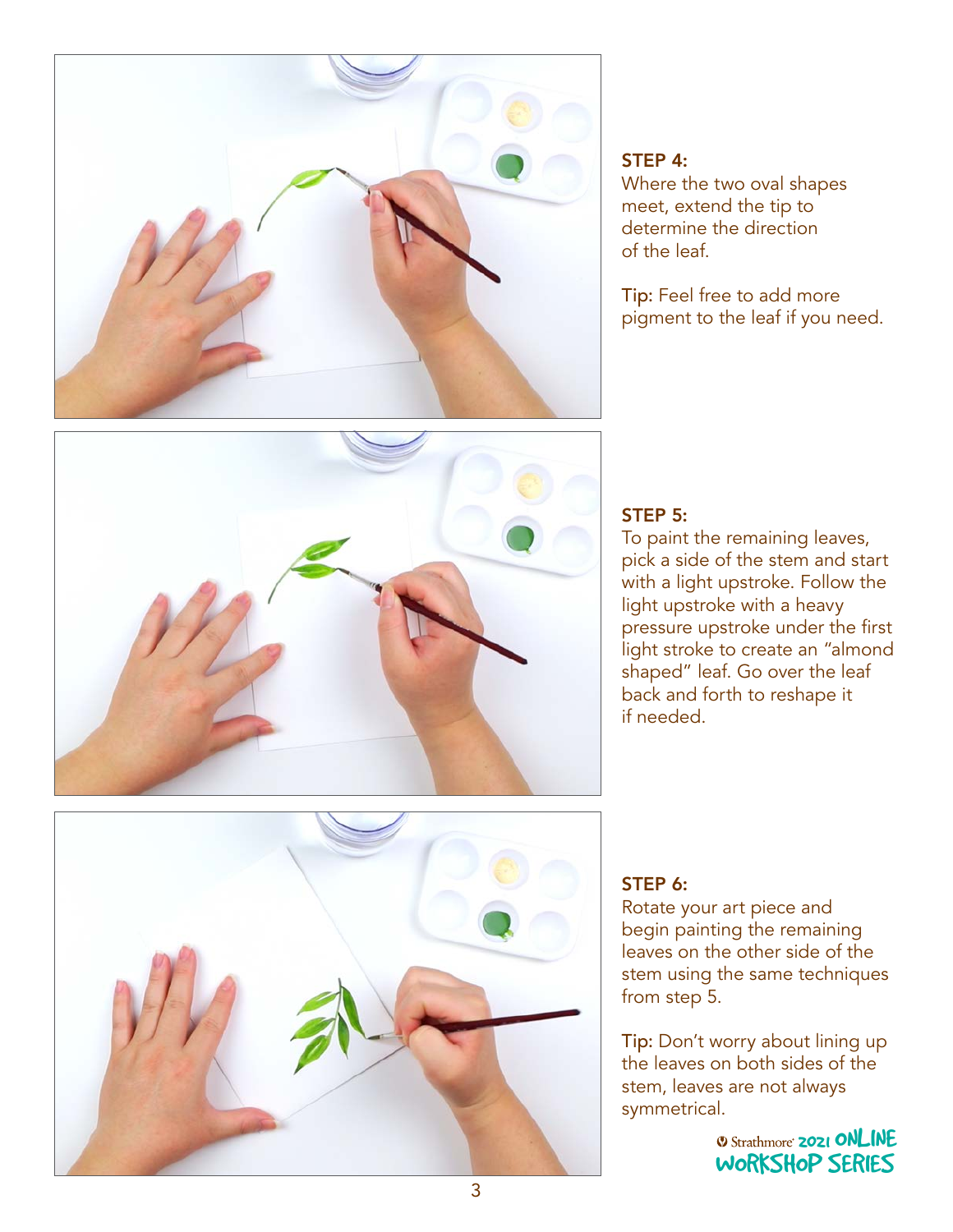**STEP 4:**
Where the two oval shapes meet, extend the tip to determine the direction of the leaf.

Tip: Feel free to add more pigment to the leaf if you need.

**STEP 5:**
To paint the remaining leaves, pick a side of the stem and start with a light upstroke. Follow the light upstroke with a heavy pressure upstroke under the first light stroke to create an "almond shaped" leaf. Go over the leaf back and forth to reshape it if needed.

**STEP 6:**
Rotate your art piece and begin painting the remaining leaves on the other side of the stem using the same techniques from step 5.

Tip: Don't worry about lining up the leaves on both sides of the stem, leaves are not always symmetrical.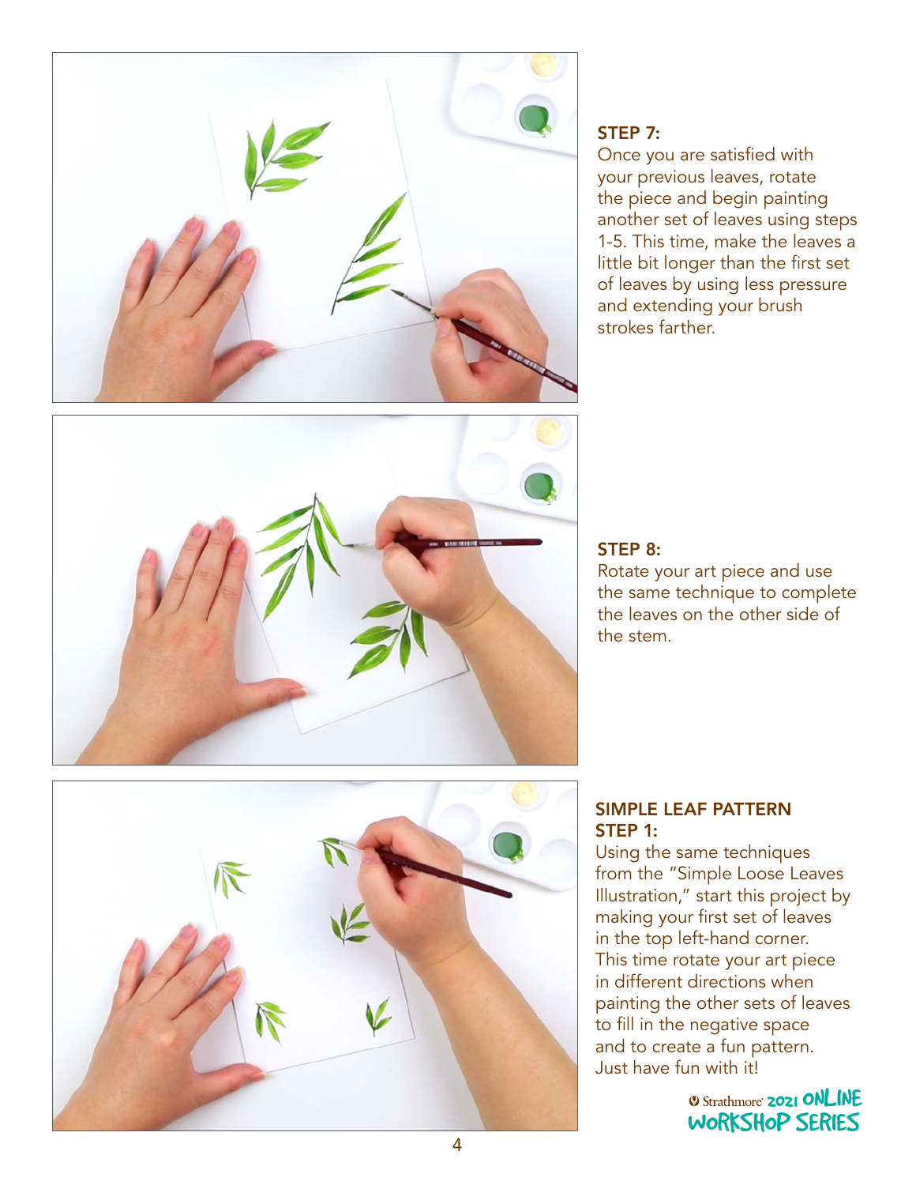### STEP 7:

Once you are satisfied with your previous leaves, rotate the piece and begin painting another set of leaves using steps 1-5. This time, make the leaves a little bit longer than the first set of leaves by using less pressure and extending your brush strokes farther.

### STEP 8:

Rotate your art piece and use the same technique to complete the leaves on the other side of the stem.

### SIMPLE LEAF PATTERN STEP 1:

Using the same techniques from the "Simple Loose Leaves Illustration," start this project by making your first set of leaves in the top left-hand corner. This time rotate your art piece in different directions when painting the other sets of leaves to fill in the negative space and to create a fun pattern. Just have fun with it!

Strathmore 2021 ONLINE WORKSHOP SERIES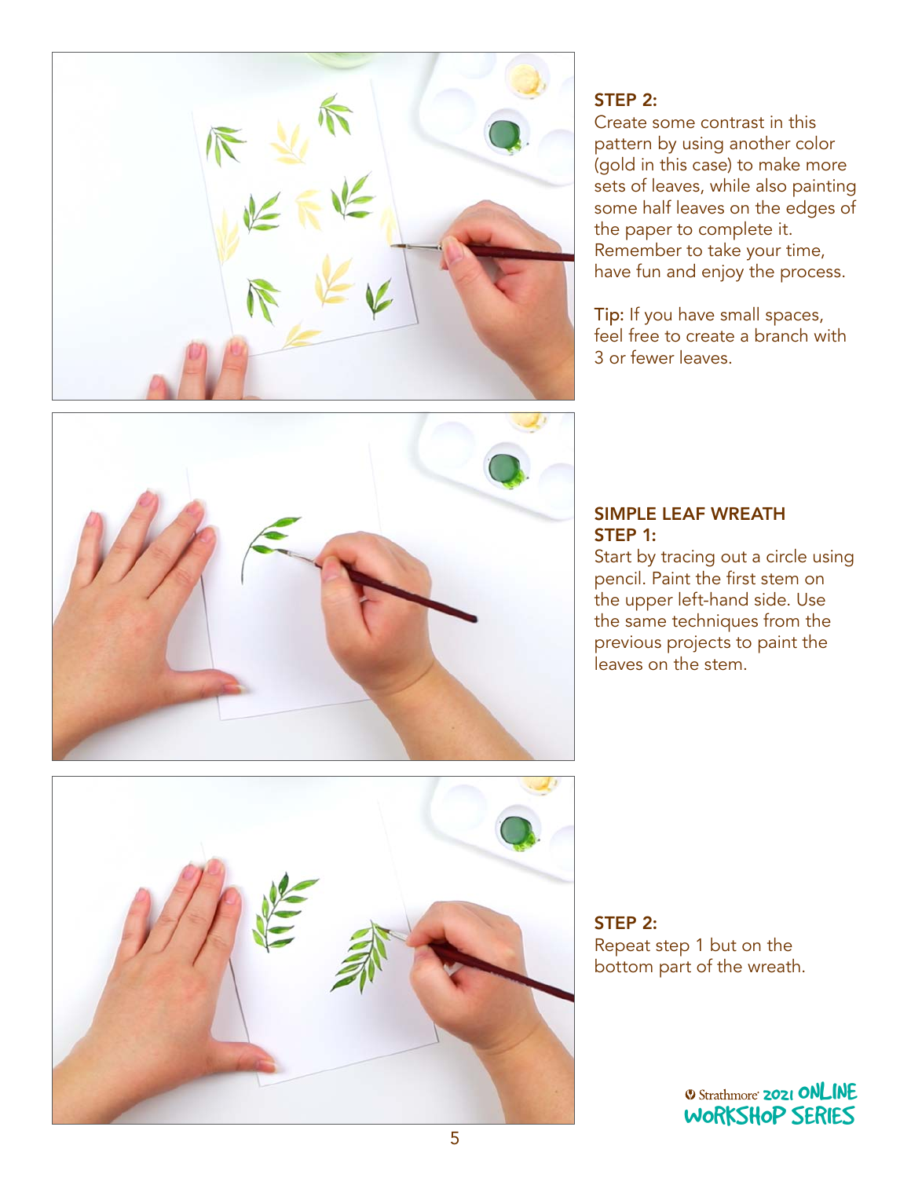**STEP 2:**
Create some contrast in this pattern by using another color (gold in this case) to make more sets of leaves, while also painting some half leaves on the edges of the paper to complete it. Remember to take your time, have fun and enjoy the process.

**Tip:** If you have small spaces, feel free to create a branch with 3 or fewer leaves.

## SIMPLE LEAF WREATH

**STEP 1:**
Start by tracing out a circle using pencil. Paint the first stem on the upper left-hand side. Use the same techniques from the previous projects to paint the leaves on the stem.

**STEP 2:**
Repeat step 1 but on the bottom part of the wreath.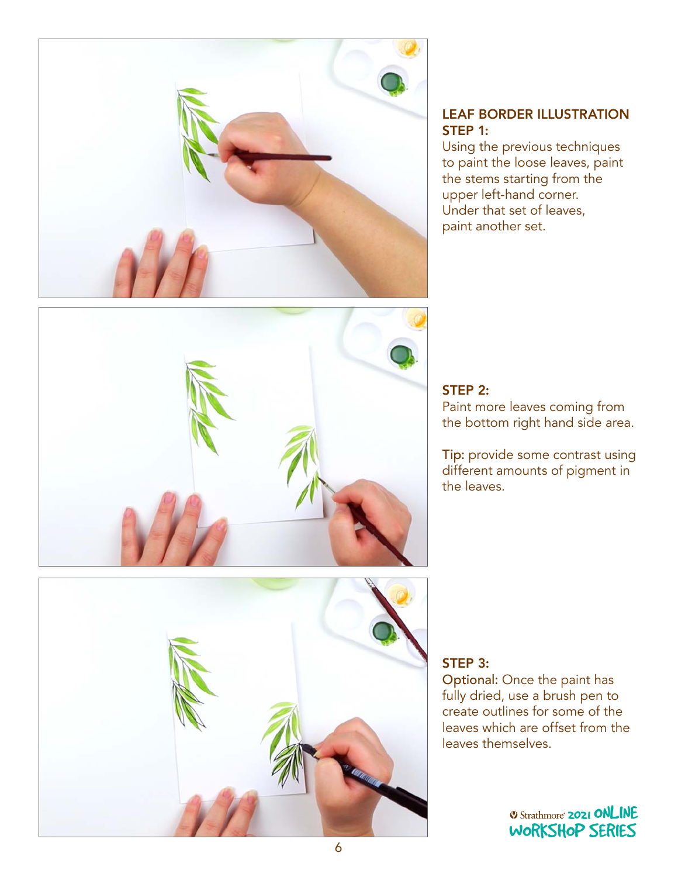## LEAF BORDER ILLUSTRATION STEP 1:

Using the previous techniques to paint the loose leaves, paint the stems starting from the upper left-hand corner. Under that set of leaves, paint another set.

### STEP 2:

Paint more leaves coming from the bottom right hand side area.

**Tip:** provide some contrast using different amounts of pigment in the leaves.

### STEP 3:

**Optional:** Once the paint has fully dried, use a brush pen to create outlines for some of the leaves which are offset from the leaves themselves.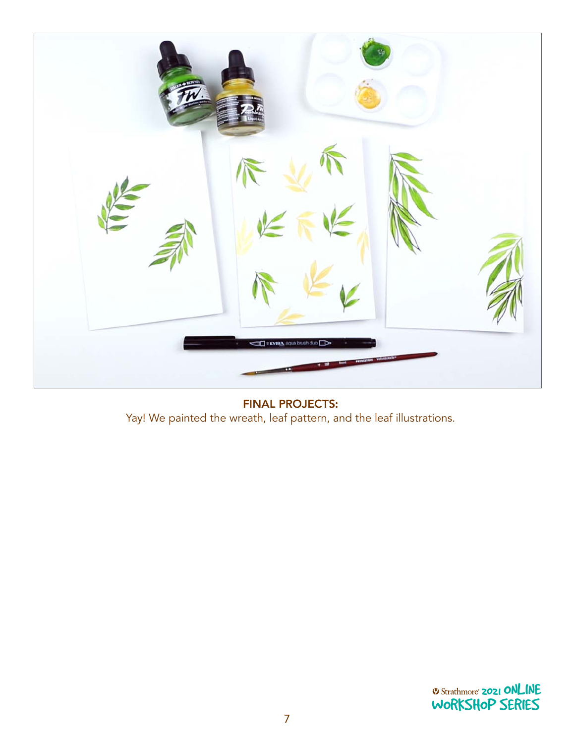**FINAL PROJECTS:**

Yay! We painted the wreath, leaf pattern, and the leaf illustrations.